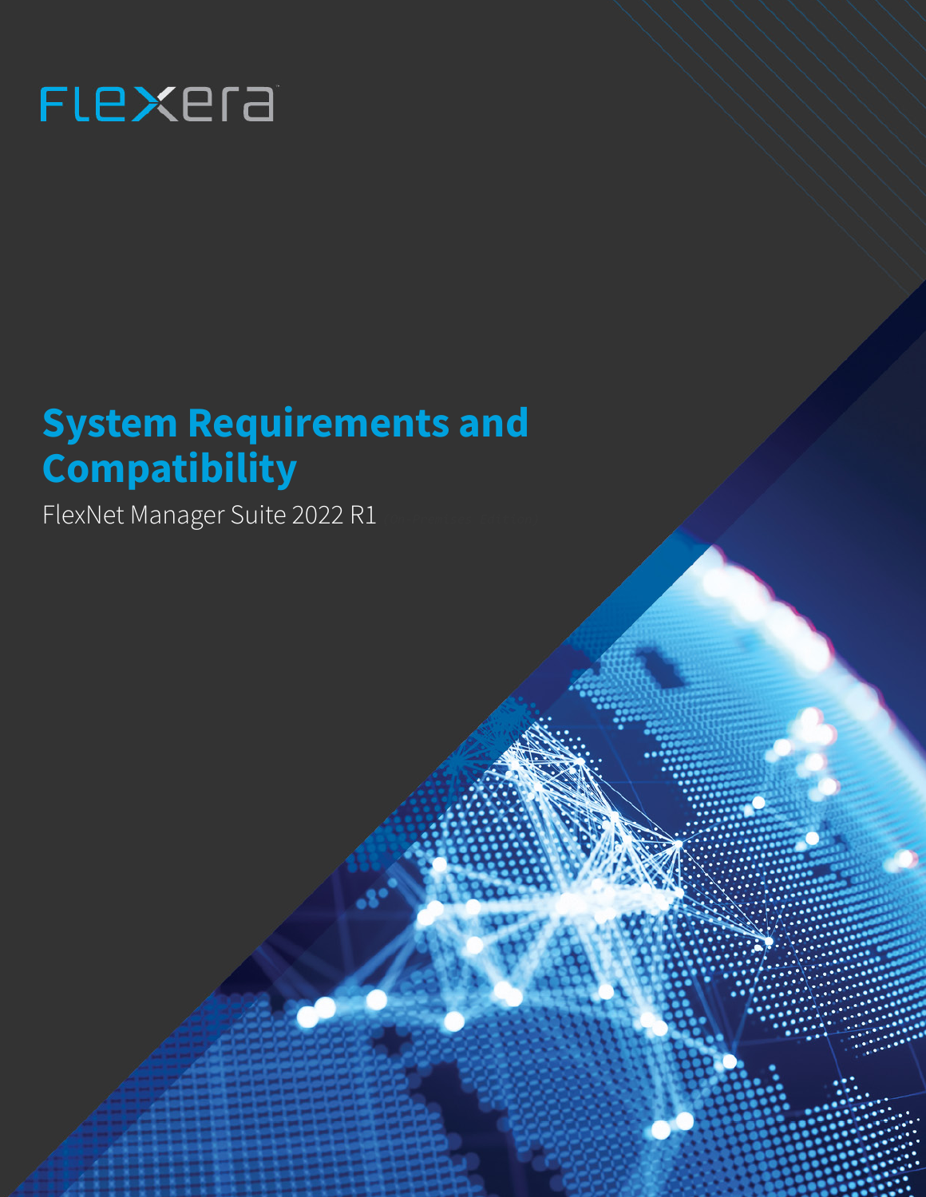Flexera

# System Requirements and Compatibility

FlexNet Manager Suite 2022 R1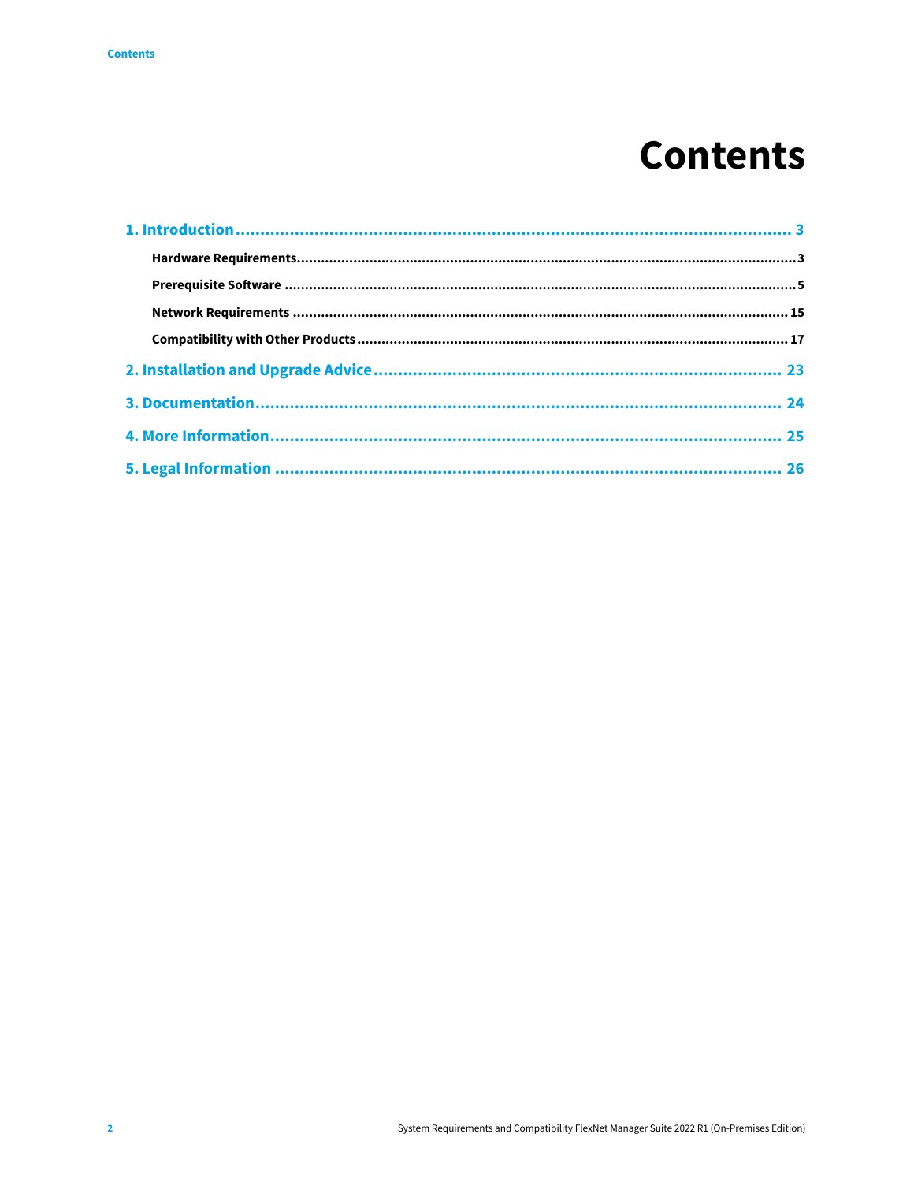# Contents

- **1. Introduction** ... 3
  - **Hardware Requirements** ... 3
  - **Prerequisite Software** ... 5
  - **Network Requirements** ... 15
  - **Compatibility with Other Products** ... 17
- **2. Installation and Upgrade Advice** ... 23
- **3. Documentation** ... 24
- **4. More Information** ... 25
- **5. Legal Information** ... 26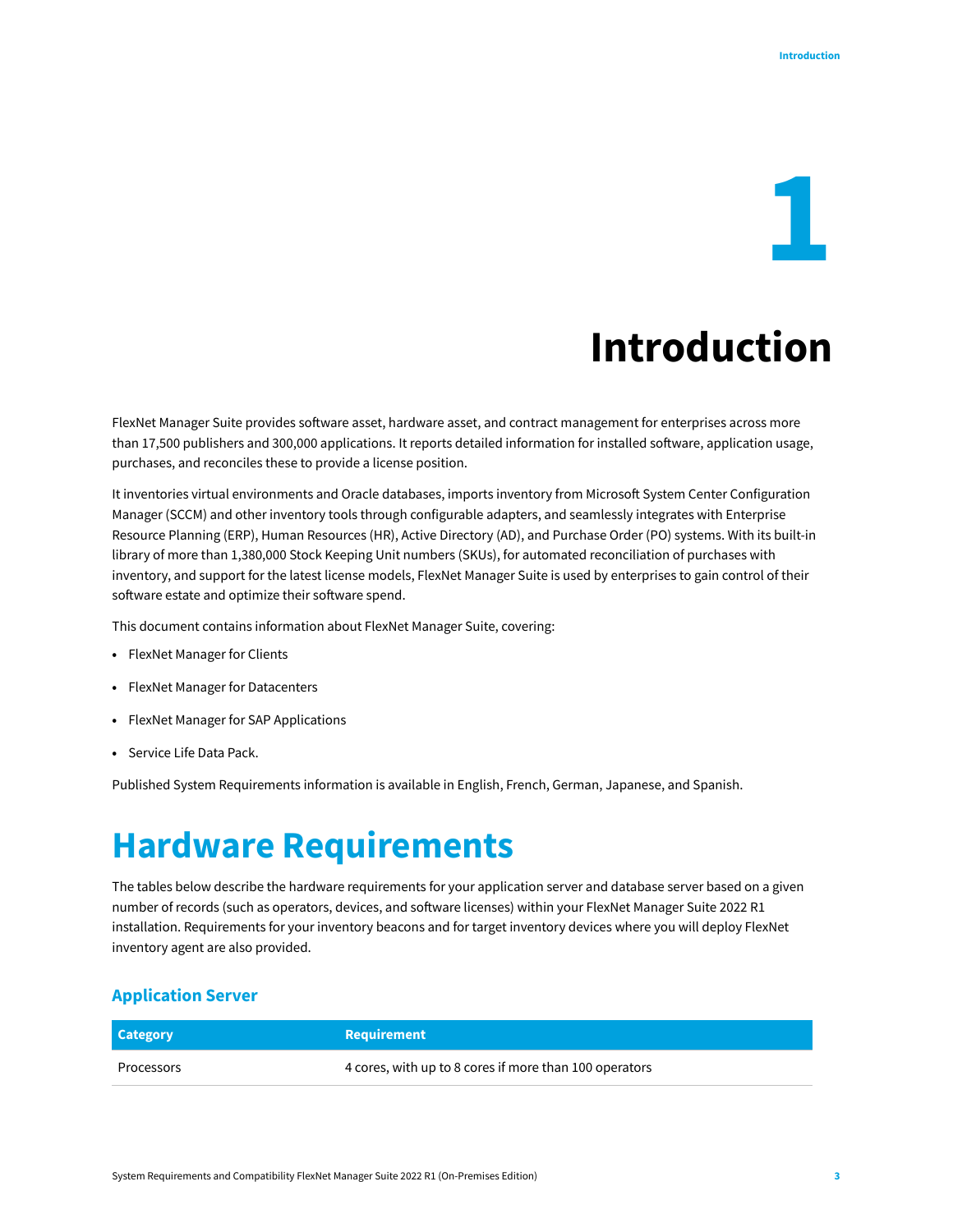# 1 Introduction

FlexNet Manager Suite provides software asset, hardware asset, and contract management for enterprises across more than 17,500 publishers and 300,000 applications. It reports detailed information for installed software, application usage, purchases, and reconciles these to provide a license position.

It inventories virtual environments and Oracle databases, imports inventory from Microsoft System Center Configuration Manager (SCCM) and other inventory tools through configurable adapters, and seamlessly integrates with Enterprise Resource Planning (ERP), Human Resources (HR), Active Directory (AD), and Purchase Order (PO) systems. With its built-in library of more than 1,380,000 Stock Keeping Unit numbers (SKUs), for automated reconciliation of purchases with inventory, and support for the latest license models, FlexNet Manager Suite is used by enterprises to gain control of their software estate and optimize their software spend.

This document contains information about FlexNet Manager Suite, covering:

- FlexNet Manager for Clients
- FlexNet Manager for Datacenters
- FlexNet Manager for SAP Applications
- Service Life Data Pack.

Published System Requirements information is available in English, French, German, Japanese, and Spanish.

## Hardware Requirements

The tables below describe the hardware requirements for your application server and database server based on a given number of records (such as operators, devices, and software licenses) within your FlexNet Manager Suite 2022 R1 installation. Requirements for your inventory beacons and for target inventory devices where you will deploy FlexNet inventory agent are also provided.

### Application Server

| Category | Requirement |
|---|---|
| Processors | 4 cores, with up to 8 cores if more than 100 operators |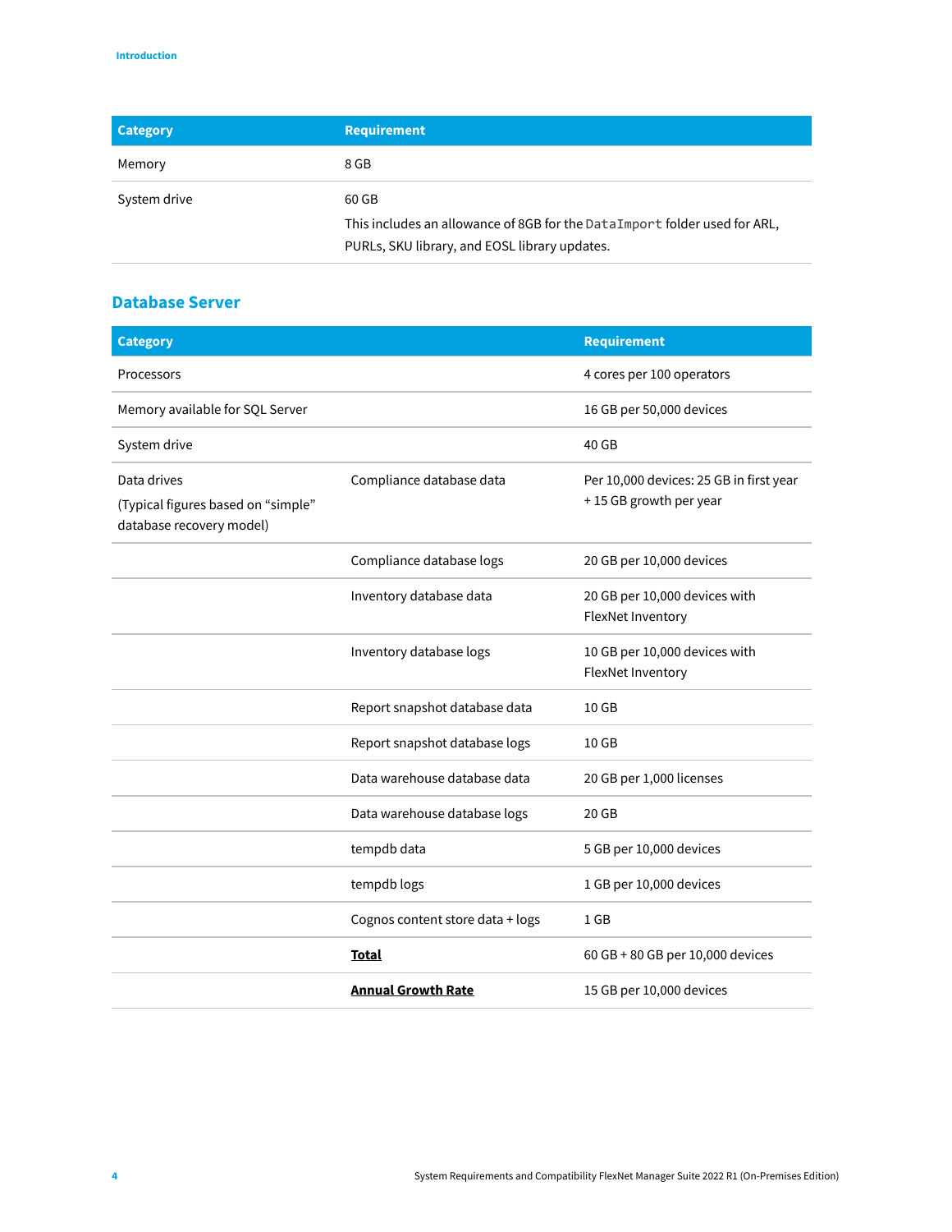| Category | Requirement |
| --- | --- |
| Memory | 8 GB |
| System drive | 60 GB<br>This includes an allowance of 8GB for the `DataImport` folder used for ARL, PURLs, SKU library, and EOSL library updates. |

## Database Server

| Category | | Requirement |
| --- | --- | --- |
| Processors | | 4 cores per 100 operators |
| Memory available for SQL Server | | 16 GB per 50,000 devices |
| System drive | | 40 GB |
| Data drives<br>(Typical figures based on “simple” database recovery model) | Compliance database data | Per 10,000 devices: 25 GB in first year + 15 GB growth per year |
| | Compliance database logs | 20 GB per 10,000 devices |
| | Inventory database data | 20 GB per 10,000 devices with FlexNet Inventory |
| | Inventory database logs | 10 GB per 10,000 devices with FlexNet Inventory |
| | Report snapshot database data | 10 GB |
| | Report snapshot database logs | 10 GB |
| | Data warehouse database data | 20 GB per 1,000 licenses |
| | Data warehouse database logs | 20 GB |
| | tempdb data | 5 GB per 10,000 devices |
| | tempdb logs | 1 GB per 10,000 devices |
| | Cognos content store data + logs | 1 GB |
| | **Total** | 60 GB + 80 GB per 10,000 devices |
| | **Annual Growth Rate** | 15 GB per 10,000 devices |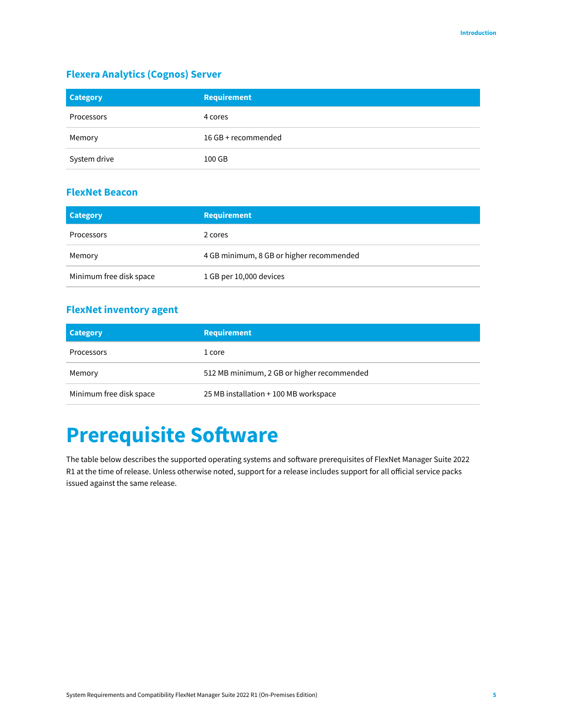### Flexera Analytics (Cognos) Server

| Category | Requirement |
| --- | --- |
| Processors | 4 cores |
| Memory | 16 GB + recommended |
| System drive | 100 GB |

### FlexNet Beacon

| Category | Requirement |
| --- | --- |
| Processors | 2 cores |
| Memory | 4 GB minimum, 8 GB or higher recommended |
| Minimum free disk space | 1 GB per 10,000 devices |

### FlexNet inventory agent

| Category | Requirement |
| --- | --- |
| Processors | 1 core |
| Memory | 512 MB minimum, 2 GB or higher recommended |
| Minimum free disk space | 25 MB installation + 100 MB workspace |

# Prerequisite Software

The table below describes the supported operating systems and software prerequisites of FlexNet Manager Suite 2022 R1 at the time of release. Unless otherwise noted, support for a release includes support for all official service packs issued against the same release.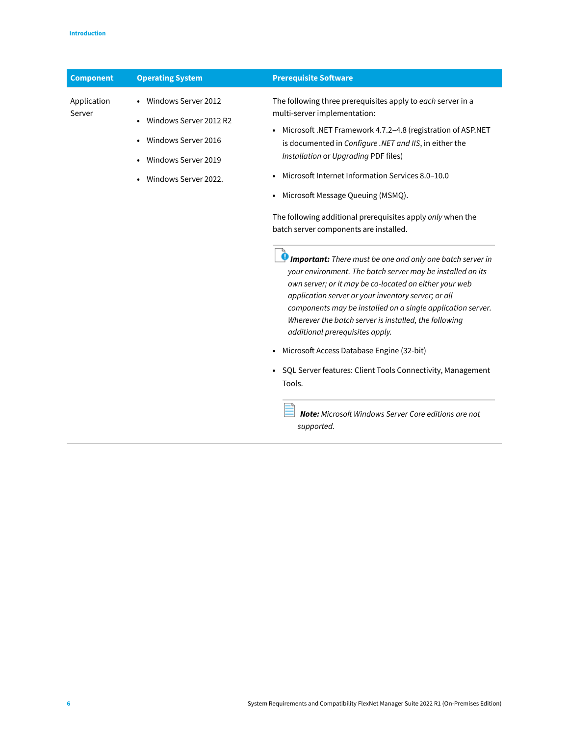| Component | Operating System | Prerequisite Software |
|---|---|---|
| Application Server | • Windows Server 2012<br>• Windows Server 2012 R2<br>• Windows Server 2016<br>• Windows Server 2019<br>• Windows Server 2022. | The following three prerequisites apply to *each* server in a multi-server implementation:<br>• Microsoft .NET Framework 4.7.2–4.8 (registration of ASP.NET is documented in *Configure .NET and IIS*, in either the *Installation* or *Upgrading* PDF files)<br>• Microsoft Internet Information Services 8.0–10.0<br>• Microsoft Message Queuing (MSMQ).<br>The following additional prerequisites apply *only* when the batch server components are installed.<br>***Important:*** *There must be one and only one batch server in your environment. The batch server may be installed on its own server; or it may be co-located on either your web application server or your inventory server; or all components may be installed on a single application server. Wherever the batch server is installed, the following additional prerequisites apply.*<br>• Microsoft Access Database Engine (32-bit)<br>• SQL Server features: Client Tools Connectivity, Management Tools.<br>***Note:*** *Microsoft Windows Server Core editions are not supported.* |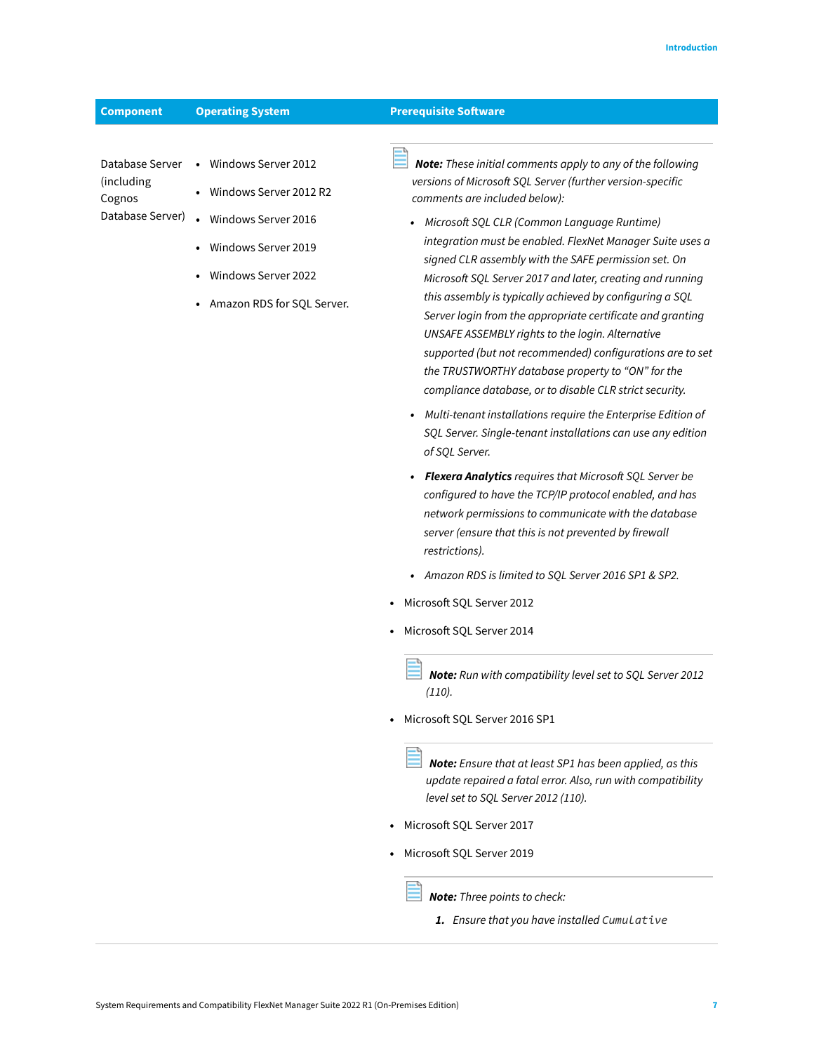| Component | Operating System | Prerequisite Software |
|---|---|---|
| Database Server (including Cognos Database Server) | • Windows Server 2012<br>• Windows Server 2012 R2<br>• Windows Server 2016<br>• Windows Server 2019<br>• Windows Server 2022<br>• Amazon RDS for SQL Server. | ***Note:*** *These initial comments apply to any of the following versions of Microsoft SQL Server (further version-specific comments are included below):*<br>• *Microsoft SQL CLR (Common Language Runtime) integration must be enabled. FlexNet Manager Suite uses a signed CLR assembly with the SAFE permission set. On Microsoft SQL Server 2017 and later, creating and running this assembly is typically achieved by configuring a SQL Server login from the appropriate certificate and granting UNSAFE ASSEMBLY rights to the login. Alternative supported (but not recommended) configurations are to set the TRUSTWORTHY database property to "ON" for the compliance database, or to disable CLR strict security.*<br>• *Multi-tenant installations require the Enterprise Edition of SQL Server. Single-tenant installations can use any edition of SQL Server.*<br>• ***Flexera Analytics*** *requires that Microsoft SQL Server be configured to have the TCP/IP protocol enabled, and has network permissions to communicate with the database server (ensure that this is not prevented by firewall restrictions).*<br>• *Amazon RDS is limited to SQL Server 2016 SP1 & SP2.*<br><br>• Microsoft SQL Server 2012<br>• Microsoft SQL Server 2014<br>***Note:*** *Run with compatibility level set to SQL Server 2012 (110).*<br>• Microsoft SQL Server 2016 SP1<br>***Note:*** *Ensure that at least SP1 has been applied, as this update repaired a fatal error. Also, run with compatibility level set to SQL Server 2012 (110).*<br>• Microsoft SQL Server 2017<br>• Microsoft SQL Server 2019<br>***Note:*** *Three points to check:*<br>***1.*** *Ensure that you have installed* `Cumulative` |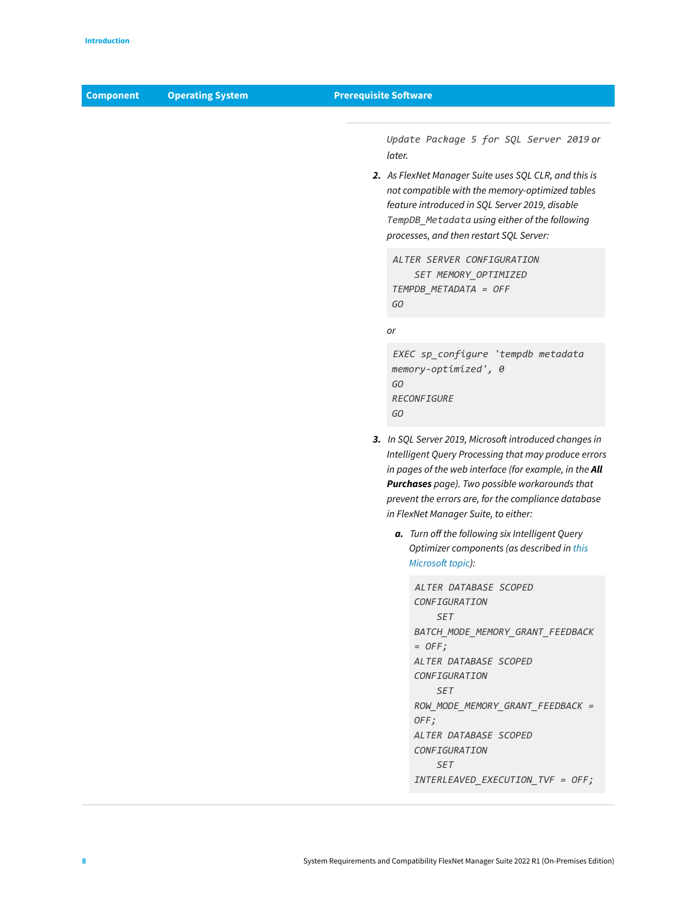| Component | Operating System | Prerequisite Software |
|---|---|---|
| | | `Update Package 5 for SQL Server 2019` or later.<br><br>**2.** *As FlexNet Manager Suite uses SQL CLR, and this is not compatible with the memory-optimized tables feature introduced in SQL Server 2019, disable* `TempDB_Metadata` *using either of the following processes, and then restart SQL Server:*<br><br>`ALTER SERVER CONFIGURATION`<br>`    SET MEMORY_OPTIMIZED`<br>`TEMPDB_METADATA = OFF`<br>`GO`<br><br>*or*<br><br>`EXEC sp_configure 'tempdb metadata memory-optimized', 0`<br>`GO`<br>`RECONFIGURE`<br>`GO`<br><br>**3.** *In SQL Server 2019, Microsoft introduced changes in Intelligent Query Processing that may produce errors in pages of the web interface (for example, in the* ***All Purchases*** *page). Two possible workarounds that prevent the errors are, for the compliance database in FlexNet Manager Suite, to either:*<br><br>**a.** *Turn off the following six Intelligent Query Optimizer components (as described in this Microsoft topic):*<br><br>`ALTER DATABASE SCOPED CONFIGURATION`<br>`    SET BATCH_MODE_MEMORY_GRANT_FEEDBACK = OFF;`<br>`ALTER DATABASE SCOPED CONFIGURATION`<br>`    SET ROW_MODE_MEMORY_GRANT_FEEDBACK = OFF;`<br>`ALTER DATABASE SCOPED CONFIGURATION`<br>`    SET INTERLEAVED_EXECUTION_TVF = OFF;` |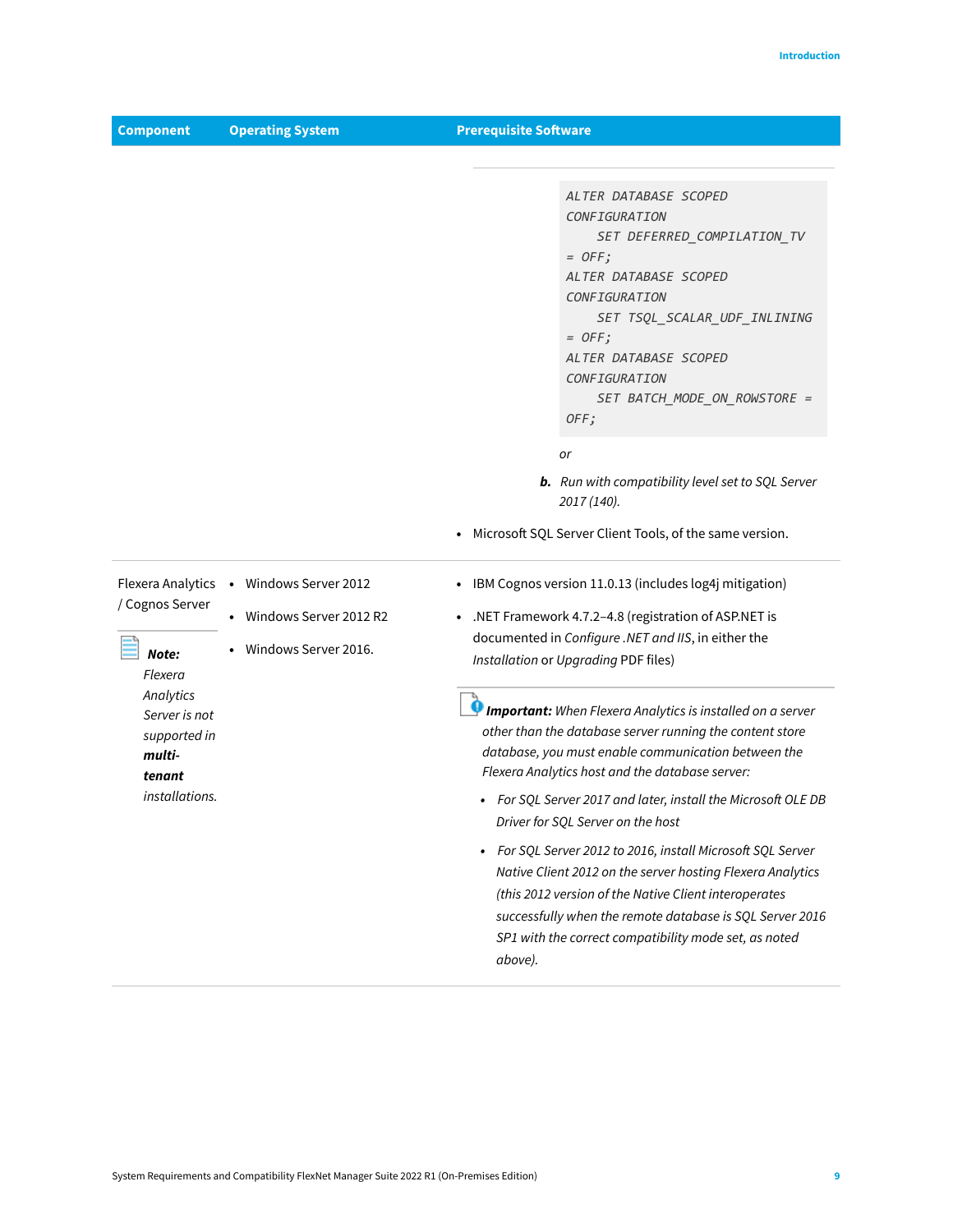| Component | Operating System | Prerequisite Software |
|---|---|---|
| | | `ALTER DATABASE SCOPED CONFIGURATION SET DEFERRED_COMPILATION_TV = OFF;`<br>`ALTER DATABASE SCOPED CONFIGURATION SET TSQL_SCALAR_UDF_INLINING = OFF;`<br>`ALTER DATABASE SCOPED CONFIGURATION SET BATCH_MODE_ON_ROWSTORE = OFF;`<br>*or*<br>***b.*** *Run with compatibility level set to SQL Server 2017 (140).*<br>• Microsoft SQL Server Client Tools, of the same version. |
| Flexera Analytics / Cognos Server<br>***Note:*** *Flexera Analytics Server is not supported in* ***multi-tenant*** *installations.* | • Windows Server 2012<br>• Windows Server 2012 R2<br>• Windows Server 2016. | • IBM Cognos version 11.0.13 (includes log4j mitigation)<br>• .NET Framework 4.7.2–4.8 (registration of ASP.NET is documented in *Configure .NET and IIS*, in either the *Installation* or *Upgrading* PDF files)<br>***Important:*** *When Flexera Analytics is installed on a server other than the database server running the content store database, you must enable communication between the Flexera Analytics host and the database server:*<br>• *For SQL Server 2017 and later, install the Microsoft OLE DB Driver for SQL Server on the host*<br>• *For SQL Server 2012 to 2016, install Microsoft SQL Server Native Client 2012 on the server hosting Flexera Analytics (this 2012 version of the Native Client interoperates successfully when the remote database is SQL Server 2016 SP1 with the correct compatibility mode set, as noted above).* |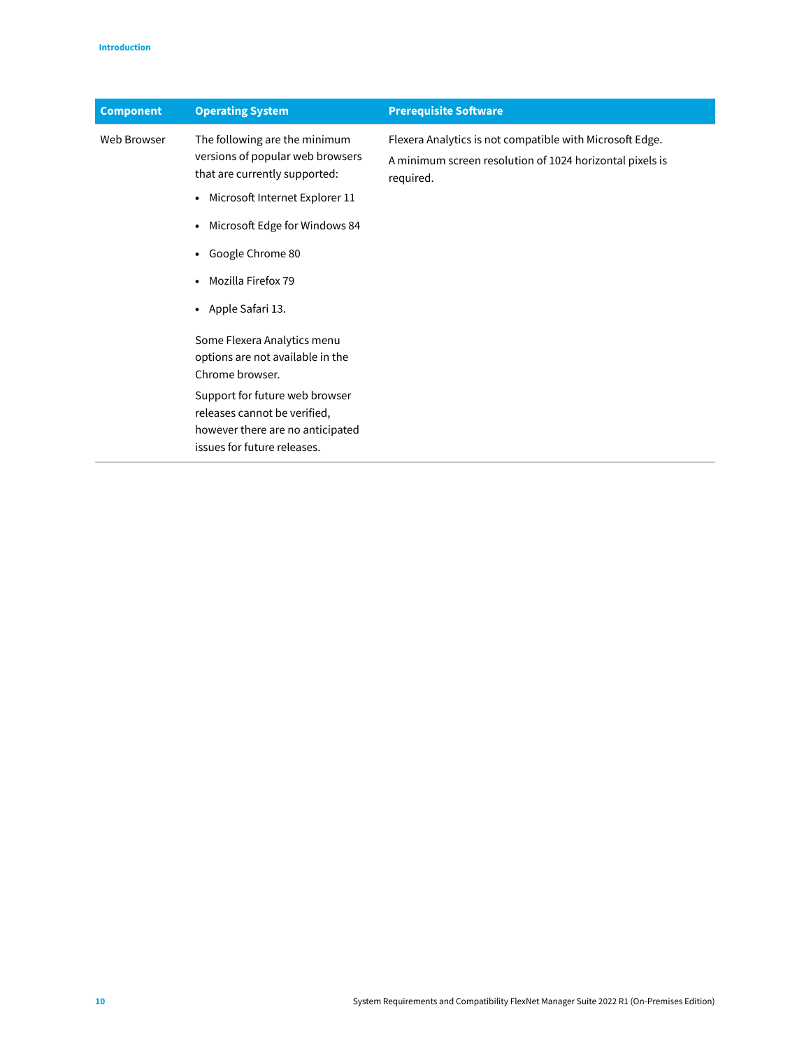| Component | Operating System | Prerequisite Software |
| --- | --- | --- |
| Web Browser | The following are the minimum versions of popular web browsers that are currently supported:<br>• Microsoft Internet Explorer 11<br>• Microsoft Edge for Windows 84<br>• Google Chrome 80<br>• Mozilla Firefox 79<br>• Apple Safari 13.<br><br>Some Flexera Analytics menu options are not available in the Chrome browser.<br>Support for future web browser releases cannot be verified, however there are no anticipated issues for future releases. | Flexera Analytics is not compatible with Microsoft Edge.<br>A minimum screen resolution of 1024 horizontal pixels is required. |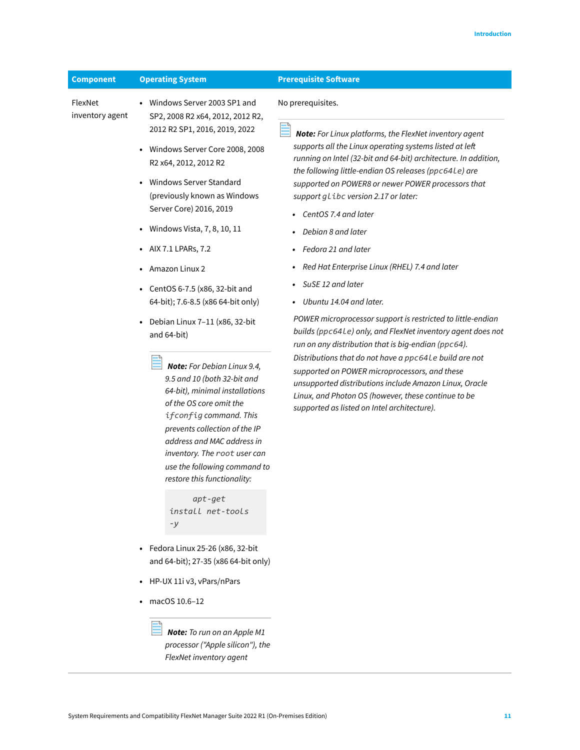| Component | Operating System | Prerequisite Software |
|---|---|---|
| FlexNet inventory agent | • Windows Server 2003 SP1 and SP2, 2008 R2 x64, 2012, 2012 R2, 2012 R2 SP1, 2016, 2019, 2022<br>• Windows Server Core 2008, 2008 R2 x64, 2012, 2012 R2<br>• Windows Server Standard (previously known as Windows Server Core) 2016, 2019<br>• Windows Vista, 7, 8, 10, 11<br>• AIX 7.1 LPARs, 7.2<br>• Amazon Linux 2<br>• CentOS 6-7.5 (x86, 32-bit and 64-bit); 7.6-8.5 (x86 64-bit only)<br>• Debian Linux 7–11 (x86, 32-bit and 64-bit)<br><br>***Note:** For Debian Linux 9.4, 9.5 and 10 (both 32-bit and 64-bit), minimal installations of the OS core omit the `ifconfig` command. This prevents collection of the IP address and MAC address in inventory. The `root` user can use the following command to restore this functionality:*<br>`apt-get install net-tools -y`<br><br>• Fedora Linux 25-26 (x86, 32-bit and 64-bit); 27-35 (x86 64-bit only)<br>• HP-UX 11i v3, vPars/nPars<br>• macOS 10.6–12<br><br>***Note:** To run on an Apple M1 processor ("Apple silicon"), the FlexNet inventory agent* | No prerequisites.<br><br>***Note:** For Linux platforms, the FlexNet inventory agent supports all the Linux operating systems listed at left running on Intel (32-bit and 64-bit) architecture. In addition, the following little-endian OS releases (`ppc64le`) are supported on POWER8 or newer POWER processors that support `glibc` version 2.17 or later:*<br>• *CentOS 7.4 and later*<br>• *Debian 8 and later*<br>• *Fedora 21 and later*<br>• *Red Hat Enterprise Linux (RHEL) 7.4 and later*<br>• *SuSE 12 and later*<br>• *Ubuntu 14.04 and later.*<br><br>*POWER microprocessor support is restricted to little-endian builds (`ppc64le`) only, and FlexNet inventory agent does not run on any distribution that is big-endian (`ppc64`). Distributions that do not have a `ppc64le` build are not supported on POWER microprocessors, and these unsupported distributions include Amazon Linux, Oracle Linux, and Photon OS (however, these continue to be supported as listed on Intel architecture).* |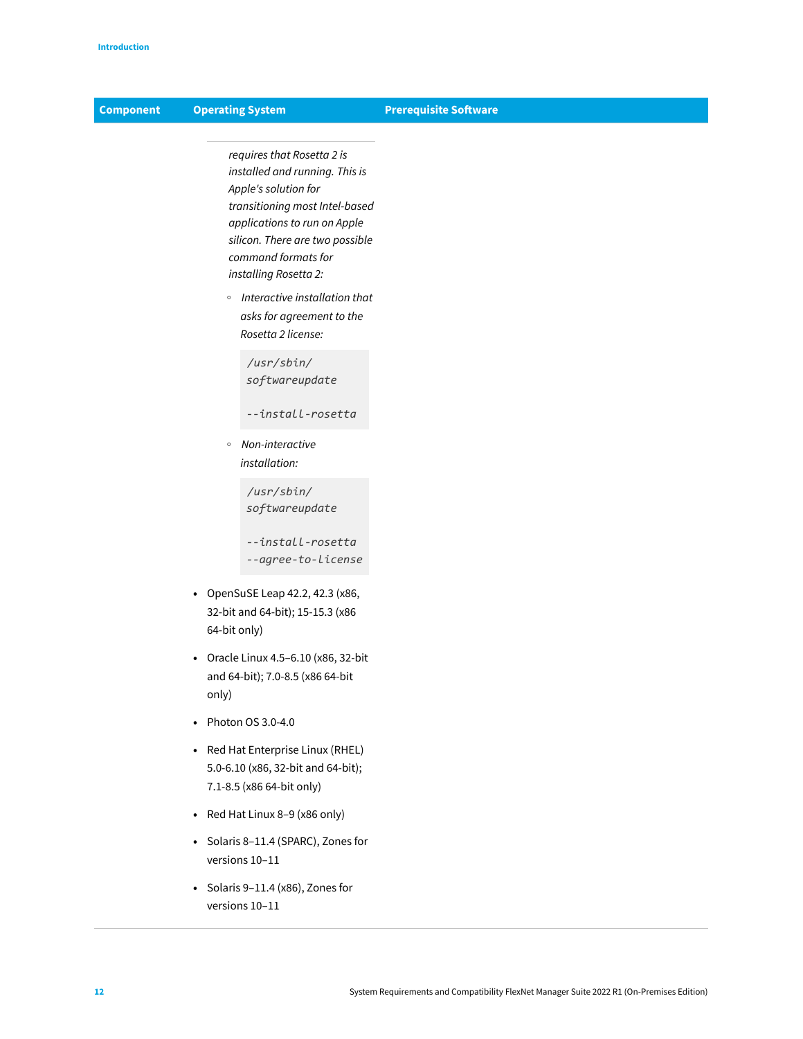| Component | Operating System | Prerequisite Software |
|---|---|---|
| | *requires that Rosetta 2 is installed and running. This is Apple's solution for transitioning most Intel-based applications to run on Apple silicon. There are two possible command formats for installing Rosetta 2:*<br>◦ *Interactive installation that asks for agreement to the Rosetta 2 license:*<br>`/usr/sbin/softwareupdate --install-rosetta`<br>◦ *Non-interactive installation:*<br>`/usr/sbin/softwareupdate --install-rosetta --agree-to-license`<br>• OpenSuSE Leap 42.2, 42.3 (x86, 32-bit and 64-bit); 15-15.3 (x86 64-bit only)<br>• Oracle Linux 4.5–6.10 (x86, 32-bit and 64-bit); 7.0-8.5 (x86 64-bit only)<br>• Photon OS 3.0-4.0<br>• Red Hat Enterprise Linux (RHEL) 5.0-6.10 (x86, 32-bit and 64-bit); 7.1-8.5 (x86 64-bit only)<br>• Red Hat Linux 8–9 (x86 only)<br>• Solaris 8–11.4 (SPARC), Zones for versions 10–11<br>• Solaris 9–11.4 (x86), Zones for versions 10–11 | |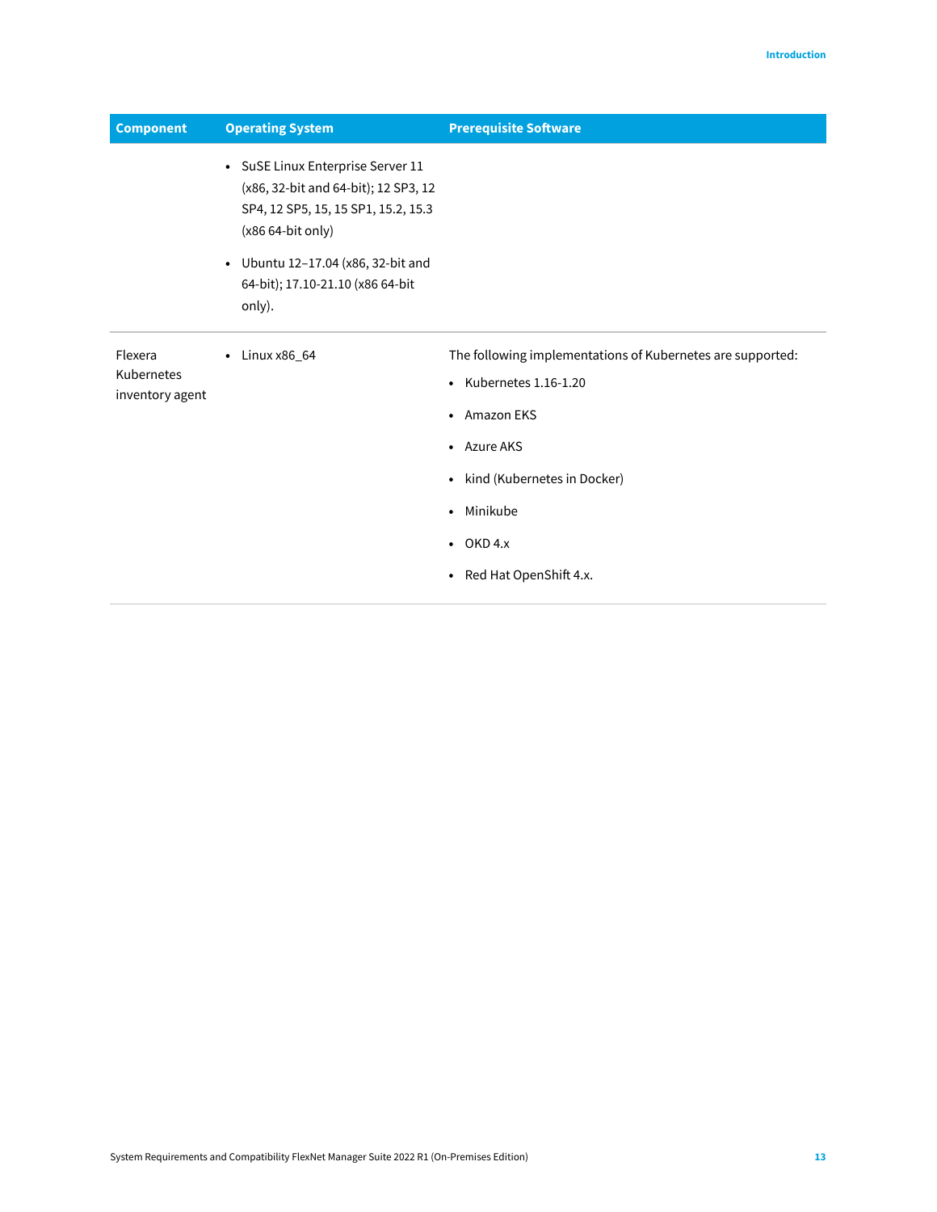| Component | Operating System | Prerequisite Software |
|---|---|---|
| | • SuSE Linux Enterprise Server 11 (x86, 32-bit and 64-bit); 12 SP3, 12 SP4, 12 SP5, 15, 15 SP1, 15.2, 15.3 (x86 64-bit only)<br><br>• Ubuntu 12–17.04 (x86, 32-bit and 64-bit); 17.10-21.10 (x86 64-bit only). | |
| Flexera Kubernetes inventory agent | • Linux x86_64 | The following implementations of Kubernetes are supported:<br><br>• Kubernetes 1.16-1.20<br><br>• Amazon EKS<br><br>• Azure AKS<br><br>• kind (Kubernetes in Docker)<br><br>• Minikube<br><br>• OKD 4.x<br><br>• Red Hat OpenShift 4.x. |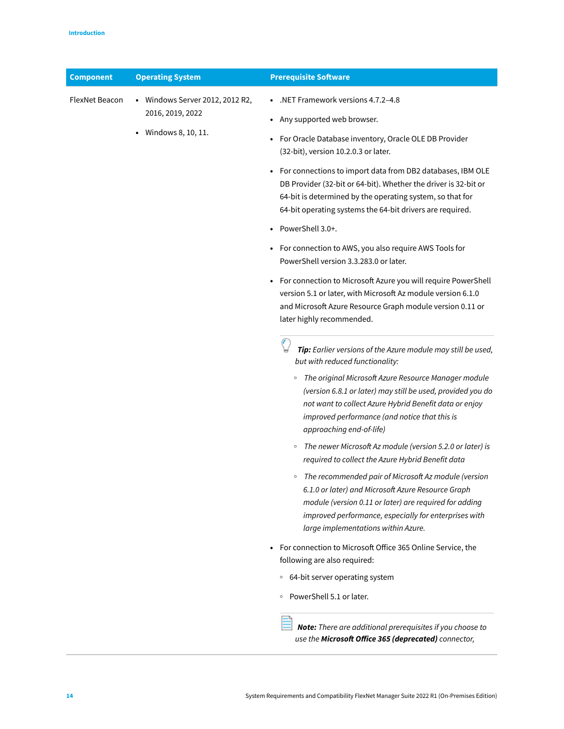| Component | Operating System | Prerequisite Software |
| --- | --- | --- |
| FlexNet Beacon | • Windows Server 2012, 2012 R2, 2016, 2019, 2022<br>• Windows 8, 10, 11. | • .NET Framework versions 4.7.2–4.8<br>• Any supported web browser.<br>• For Oracle Database inventory, Oracle OLE DB Provider (32-bit), version 10.2.0.3 or later.<br>• For connections to import data from DB2 databases, IBM OLE DB Provider (32-bit or 64-bit). Whether the driver is 32-bit or 64-bit is determined by the operating system, so that for 64-bit operating systems the 64-bit drivers are required.<br>• PowerShell 3.0+.<br>• For connection to AWS, you also require AWS Tools for PowerShell version 3.3.283.0 or later.<br>• For connection to Microsoft Azure you will require PowerShell version 5.1 or later, with Microsoft Az module version 6.1.0 and Microsoft Azure Resource Graph module version 0.11 or later highly recommended.<br><br>***Tip:*** *Earlier versions of the Azure module may still be used, but with reduced functionality:*<br>◦ *The original Microsoft Azure Resource Manager module (version 6.8.1 or later) may still be used, provided you do not want to collect Azure Hybrid Benefit data or enjoy improved performance (and notice that this is approaching end-of-life)*<br>◦ *The newer Microsoft Az module (version 5.2.0 or later) is required to collect the Azure Hybrid Benefit data*<br>◦ *The recommended pair of Microsoft Az module (version 6.1.0 or later) and Microsoft Azure Resource Graph module (version 0.11 or later) are required for adding improved performance, especially for enterprises with large implementations within Azure.*<br><br>• For connection to Microsoft Office 365 Online Service, the following are also required:<br>◦ 64-bit server operating system<br>◦ PowerShell 5.1 or later.<br><br>***Note:*** *There are additional prerequisites if you choose to use the* ***Microsoft Office 365 (deprecated)*** *connector,* |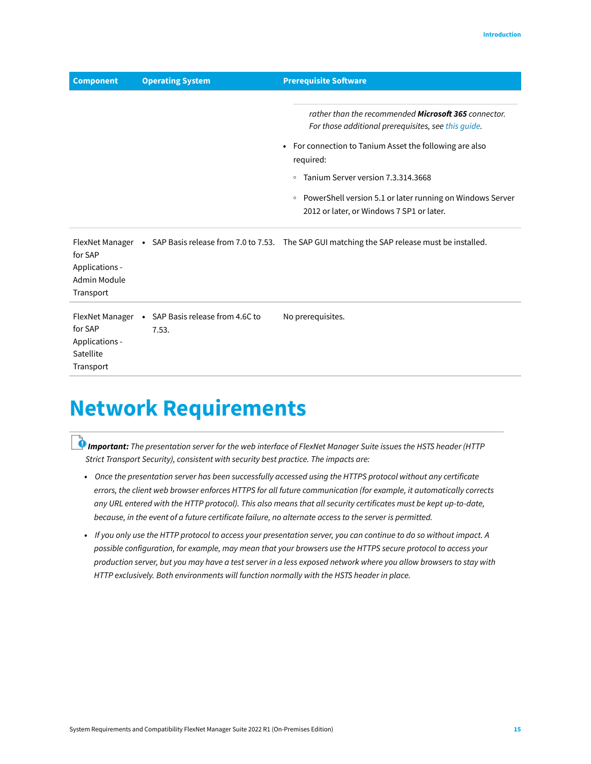| Component | Operating System | Prerequisite Software |
| --- | --- | --- |
| | | *rather than the recommended **Microsoft 365** connector. For those additional prerequisites, see this guide.*<br>• For connection to Tanium Asset the following are also required:<br>◦ Tanium Server version 7.3.314.3668<br>◦ PowerShell version 5.1 or later running on Windows Server 2012 or later, or Windows 7 SP1 or later. |
| FlexNet Manager for SAP Applications - Admin Module Transport | • SAP Basis release from 7.0 to 7.53. | The SAP GUI matching the SAP release must be installed. |
| FlexNet Manager for SAP Applications - Satellite Transport | • SAP Basis release from 4.6C to 7.53. | No prerequisites. |

# Network Requirements

***Important:** The presentation server for the web interface of FlexNet Manager Suite issues the HSTS header (HTTP Strict Transport Security), consistent with security best practice. The impacts are:*

- *Once the presentation server has been successfully accessed using the HTTPS protocol without any certificate errors, the client web browser enforces HTTPS for all future communication (for example, it automatically corrects any URL entered with the HTTP protocol). This also means that all security certificates must be kept up-to-date, because, in the event of a future certificate failure, no alternate access to the server is permitted.*
- *If you only use the HTTP protocol to access your presentation server, you can continue to do so without impact. A possible configuration, for example, may mean that your browsers use the HTTPS secure protocol to access your production server, but you may have a test server in a less exposed network where you allow browsers to stay with HTTP exclusively. Both environments will function normally with the HSTS header in place.*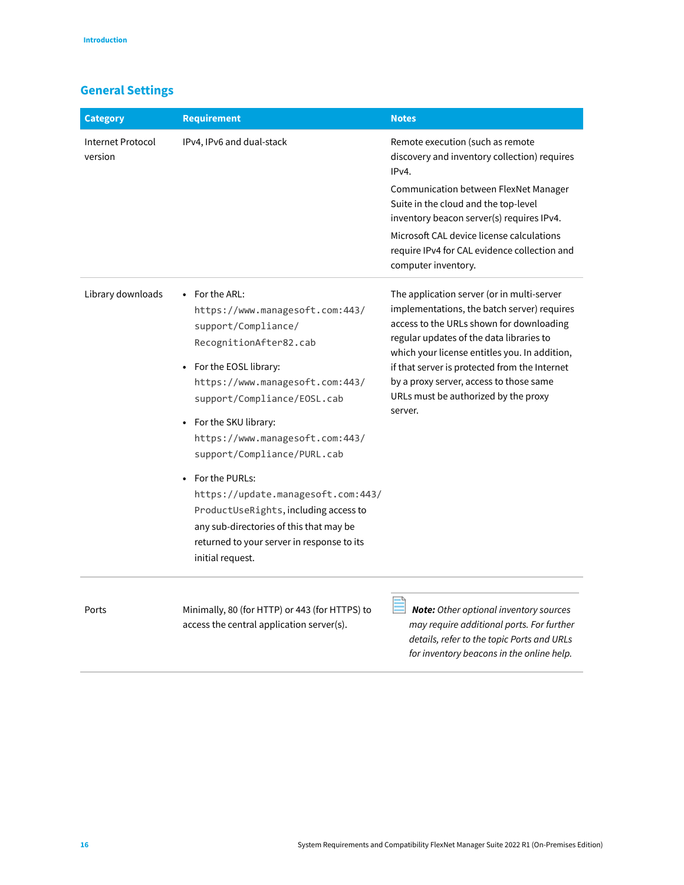## General Settings

| Category | Requirement | Notes |
| --- | --- | --- |
| Internet Protocol version | IPv4, IPv6 and dual-stack | Remote execution (such as remote discovery and inventory collection) requires IPv4.<br><br>Communication between FlexNet Manager Suite in the cloud and the top-level inventory beacon server(s) requires IPv4.<br><br>Microsoft CAL device license calculations require IPv4 for CAL evidence collection and computer inventory. |
| Library downloads | • For the ARL: `https://www.managesoft.com:443/support/Compliance/RecognitionAfter82.cab`<br><br>• For the EOSL library: `https://www.managesoft.com:443/support/Compliance/EOSL.cab`<br><br>• For the SKU library: `https://www.managesoft.com:443/support/Compliance/PURL.cab`<br><br>• For the PURLs: `https://update.managesoft.com:443/ProductUseRights`, including access to any sub-directories of this that may be returned to your server in response to its initial request. | The application server (or in multi-server implementations, the batch server) requires access to the URLs shown for downloading regular updates of the data libraries to which your license entitles you. In addition, if that server is protected from the Internet by a proxy server, access to those same URLs must be authorized by the proxy server. |
| Ports | Minimally, 80 (for HTTP) or 443 (for HTTPS) to access the central application server(s). | ***Note:*** *Other optional inventory sources may require additional ports. For further details, refer to the topic Ports and URLs for inventory beacons in the online help.* |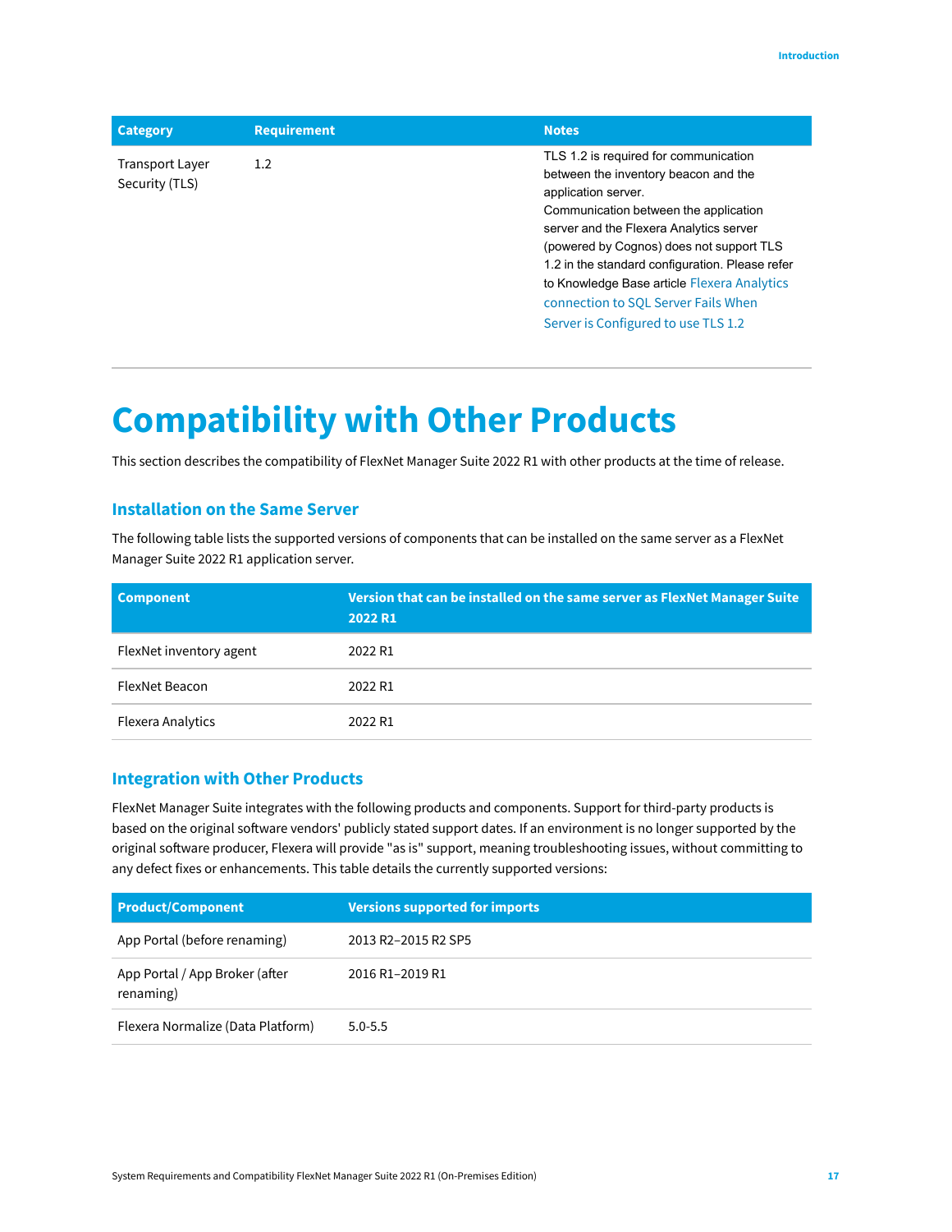| Category | Requirement | Notes |
| --- | --- | --- |
| Transport Layer Security (TLS) | 1.2 | TLS 1.2 is required for communication between the inventory beacon and the application server. Communication between the application server and the Flexera Analytics server (powered by Cognos) does not support TLS 1.2 in the standard configuration. Please refer to Knowledge Base article Flexera Analytics connection to SQL Server Fails When Server is Configured to use TLS 1.2 |

# Compatibility with Other Products

This section describes the compatibility of FlexNet Manager Suite 2022 R1 with other products at the time of release.

## Installation on the Same Server

The following table lists the supported versions of components that can be installed on the same server as a FlexNet Manager Suite 2022 R1 application server.

| Component | Version that can be installed on the same server as FlexNet Manager Suite 2022 R1 |
| --- | --- |
| FlexNet inventory agent | 2022 R1 |
| FlexNet Beacon | 2022 R1 |
| Flexera Analytics | 2022 R1 |

## Integration with Other Products

FlexNet Manager Suite integrates with the following products and components. Support for third-party products is based on the original software vendors' publicly stated support dates. If an environment is no longer supported by the original software producer, Flexera will provide "as is" support, meaning troubleshooting issues, without committing to any defect fixes or enhancements. This table details the currently supported versions:

| Product/Component | Versions supported for imports |
| --- | --- |
| App Portal (before renaming) | 2013 R2–2015 R2 SP5 |
| App Portal / App Broker (after renaming) | 2016 R1–2019 R1 |
| Flexera Normalize (Data Platform) | 5.0-5.5 |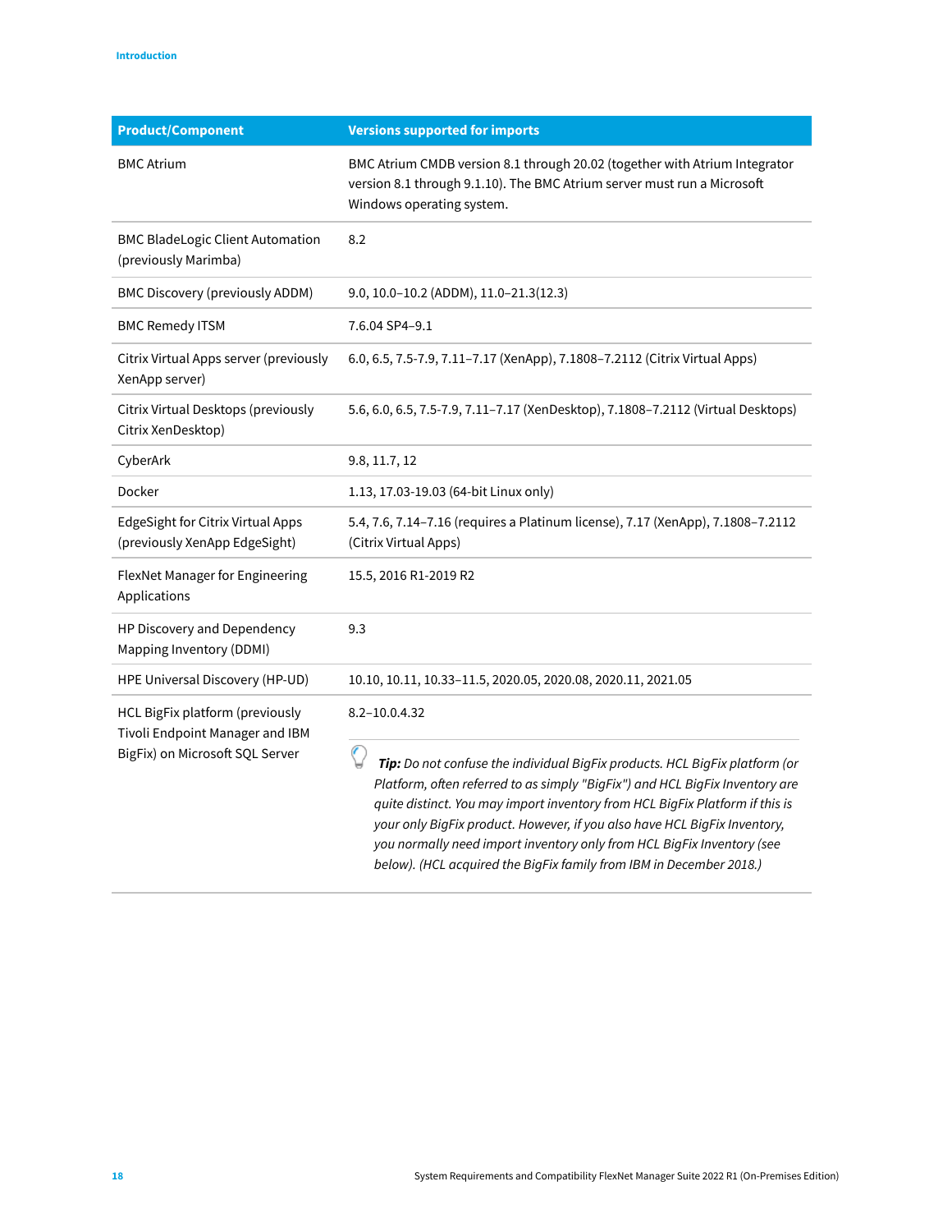| Product/Component | Versions supported for imports |
| --- | --- |
| BMC Atrium | BMC Atrium CMDB version 8.1 through 20.02 (together with Atrium Integrator version 8.1 through 9.1.10). The BMC Atrium server must run a Microsoft Windows operating system. |
| BMC BladeLogic Client Automation (previously Marimba) | 8.2 |
| BMC Discovery (previously ADDM) | 9.0, 10.0–10.2 (ADDM), 11.0–21.3(12.3) |
| BMC Remedy ITSM | 7.6.04 SP4–9.1 |
| Citrix Virtual Apps server (previously XenApp server) | 6.0, 6.5, 7.5-7.9, 7.11–7.17 (XenApp), 7.1808–7.2112 (Citrix Virtual Apps) |
| Citrix Virtual Desktops (previously Citrix XenDesktop) | 5.6, 6.0, 6.5, 7.5-7.9, 7.11–7.17 (XenDesktop), 7.1808–7.2112 (Virtual Desktops) |
| CyberArk | 9.8, 11.7, 12 |
| Docker | 1.13, 17.03-19.03 (64-bit Linux only) |
| EdgeSight for Citrix Virtual Apps (previously XenApp EdgeSight) | 5.4, 7.6, 7.14–7.16 (requires a Platinum license), 7.17 (XenApp), 7.1808–7.2112 (Citrix Virtual Apps) |
| FlexNet Manager for Engineering Applications | 15.5, 2016 R1-2019 R2 |
| HP Discovery and Dependency Mapping Inventory (DDMI) | 9.3 |
| HPE Universal Discovery (HP-UD) | 10.10, 10.11, 10.33–11.5, 2020.05, 2020.08, 2020.11, 2021.05 |
| HCL BigFix platform (previously Tivoli Endpoint Manager and IBM BigFix) on Microsoft SQL Server | 8.2–10.0.4.32<br><br>***Tip:*** *Do not confuse the individual BigFix products. HCL BigFix platform (or Platform, often referred to as simply "BigFix") and HCL BigFix Inventory are quite distinct. You may import inventory from HCL BigFix Platform if this is your only BigFix product. However, if you also have HCL BigFix Inventory, you normally need import inventory only from HCL BigFix Inventory (see below). (HCL acquired the BigFix family from IBM in December 2018.)* |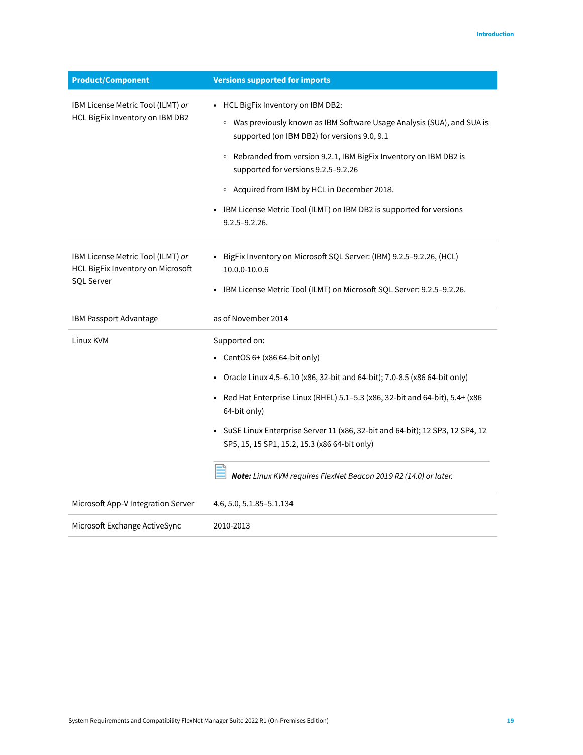| Product/Component | Versions supported for imports |
|---|---|
| IBM License Metric Tool (ILMT) *or* HCL BigFix Inventory on IBM DB2 | • HCL BigFix Inventory on IBM DB2:<br>◦ Was previously known as IBM Software Usage Analysis (SUA), and SUA is supported (on IBM DB2) for versions 9.0, 9.1<br>◦ Rebranded from version 9.2.1, IBM BigFix Inventory on IBM DB2 is supported for versions 9.2.5–9.2.26<br>◦ Acquired from IBM by HCL in December 2018.<br>• IBM License Metric Tool (ILMT) on IBM DB2 is supported for versions 9.2.5–9.2.26. |
| IBM License Metric Tool (ILMT) *or* HCL BigFix Inventory on Microsoft SQL Server | • BigFix Inventory on Microsoft SQL Server: (IBM) 9.2.5–9.2.26, (HCL) 10.0.0-10.0.6<br>• IBM License Metric Tool (ILMT) on Microsoft SQL Server: 9.2.5–9.2.26. |
| IBM Passport Advantage | as of November 2014 |
| Linux KVM | Supported on:<br>• CentOS 6+ (x86 64-bit only)<br>• Oracle Linux 4.5–6.10 (x86, 32-bit and 64-bit); 7.0-8.5 (x86 64-bit only)<br>• Red Hat Enterprise Linux (RHEL) 5.1–5.3 (x86, 32-bit and 64-bit), 5.4+ (x86 64-bit only)<br>• SuSE Linux Enterprise Server 11 (x86, 32-bit and 64-bit); 12 SP3, 12 SP4, 12 SP5, 15, 15 SP1, 15.2, 15.3 (x86 64-bit only)<br>***Note:*** *Linux KVM requires FlexNet Beacon 2019 R2 (14.0) or later.* |
| Microsoft App-V Integration Server | 4.6, 5.0, 5.1.85–5.1.134 |
| Microsoft Exchange ActiveSync | 2010-2013 |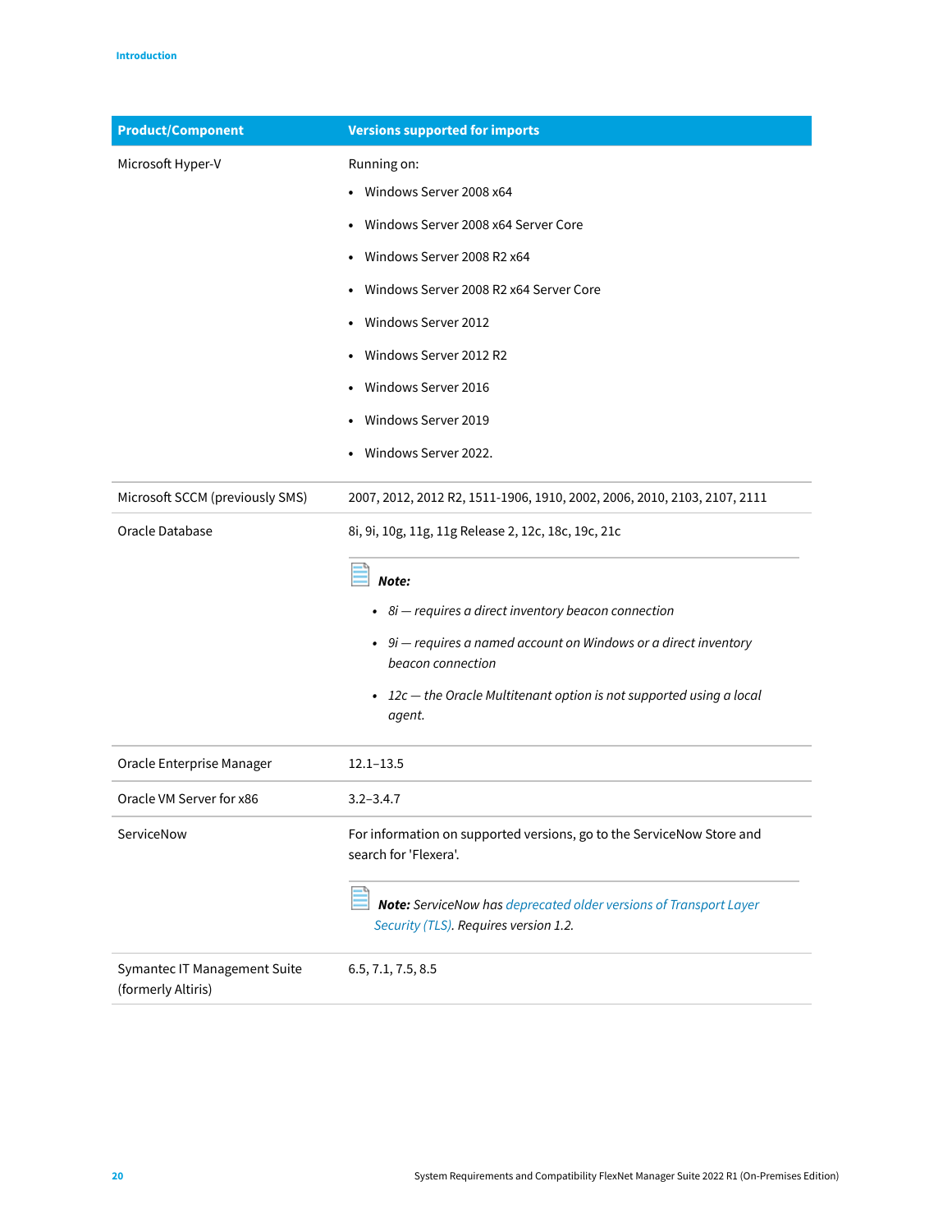| Product/Component | Versions supported for imports |
| --- | --- |
| Microsoft Hyper-V | Running on:<br>• Windows Server 2008 x64<br>• Windows Server 2008 x64 Server Core<br>• Windows Server 2008 R2 x64<br>• Windows Server 2008 R2 x64 Server Core<br>• Windows Server 2012<br>• Windows Server 2012 R2<br>• Windows Server 2016<br>• Windows Server 2019<br>• Windows Server 2022. |
| Microsoft SCCM (previously SMS) | 2007, 2012, 2012 R2, 1511-1906, 1910, 2002, 2006, 2010, 2103, 2107, 2111 |
| Oracle Database | 8i, 9i, 10g, 11g, 11g Release 2, 12c, 18c, 19c, 21c<br><br>***Note:***<br>• *8i — requires a direct inventory beacon connection*<br>• *9i — requires a named account on Windows or a direct inventory beacon connection*<br>• *12c — the Oracle Multitenant option is not supported using a local agent.* |
| Oracle Enterprise Manager | 12.1–13.5 |
| Oracle VM Server for x86 | 3.2–3.4.7 |
| ServiceNow | For information on supported versions, go to the ServiceNow Store and search for 'Flexera'.<br><br>***Note:*** *ServiceNow has deprecated older versions of Transport Layer Security (TLS). Requires version 1.2.* |
| Symantec IT Management Suite (formerly Altiris) | 6.5, 7.1, 7.5, 8.5 |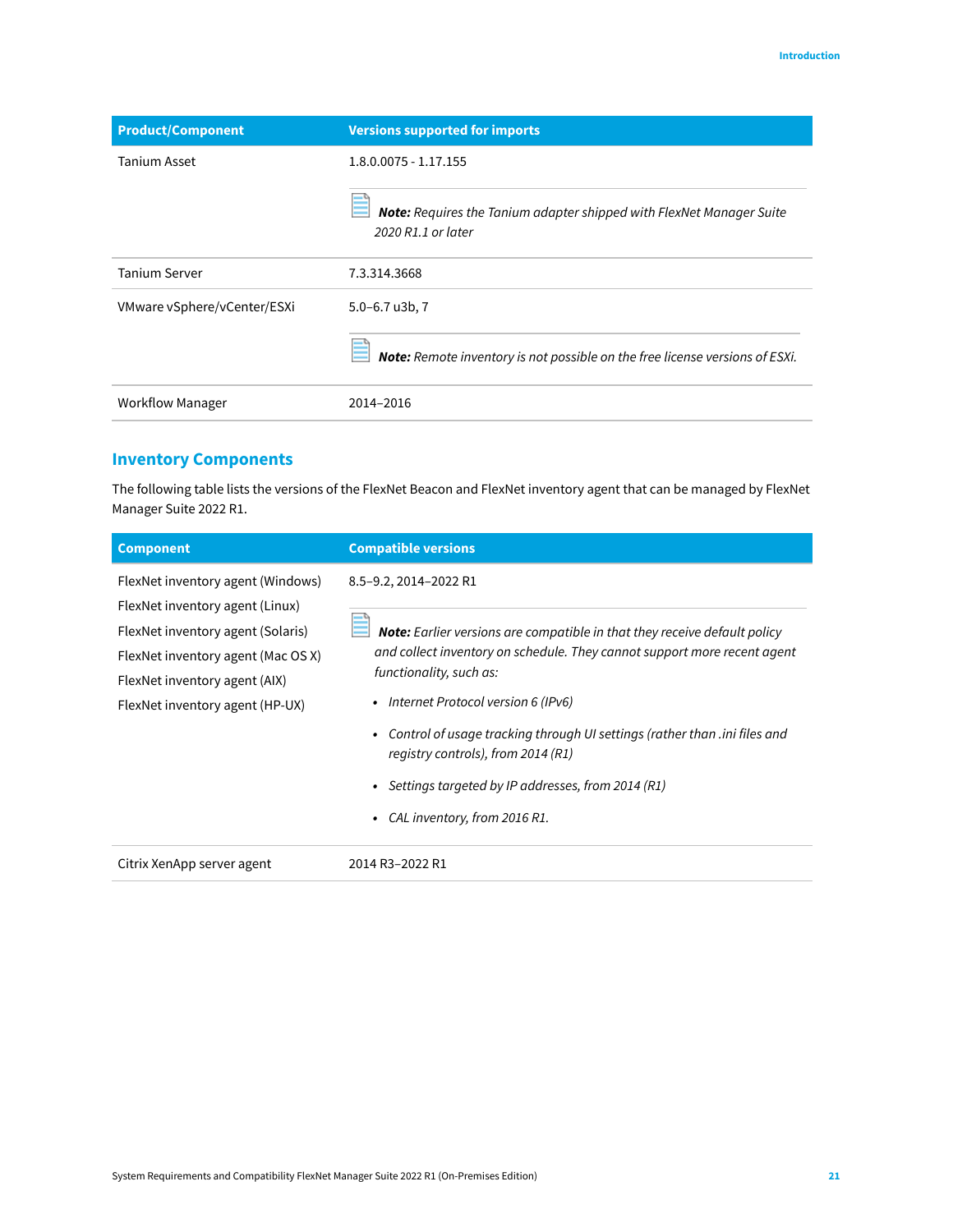| Product/Component | Versions supported for imports |
| --- | --- |
| Tanium Asset | 1.8.0.0075 - 1.17.155<br><br>***Note:** Requires the Tanium adapter shipped with FlexNet Manager Suite 2020 R1.1 or later* |
| Tanium Server | 7.3.314.3668 |
| VMware vSphere/vCenter/ESXi | 5.0–6.7 u3b, 7<br><br>***Note:** Remote inventory is not possible on the free license versions of ESXi.* |
| Workflow Manager | 2014–2016 |

## Inventory Components

The following table lists the versions of the FlexNet Beacon and FlexNet inventory agent that can be managed by FlexNet Manager Suite 2022 R1.

| Component | Compatible versions |
| --- | --- |
| FlexNet inventory agent (Windows)<br>FlexNet inventory agent (Linux)<br>FlexNet inventory agent (Solaris)<br>FlexNet inventory agent (Mac OS X)<br>FlexNet inventory agent (AIX)<br>FlexNet inventory agent (HP-UX) | 8.5–9.2, 2014–2022 R1<br><br>***Note:** Earlier versions are compatible in that they receive default policy and collect inventory on schedule. They cannot support more recent agent functionality, such as:*<br>• *Internet Protocol version 6 (IPv6)*<br>• *Control of usage tracking through UI settings (rather than .ini files and registry controls), from 2014 (R1)*<br>• *Settings targeted by IP addresses, from 2014 (R1)*<br>• *CAL inventory, from 2016 R1.* |
| Citrix XenApp server agent | 2014 R3–2022 R1 |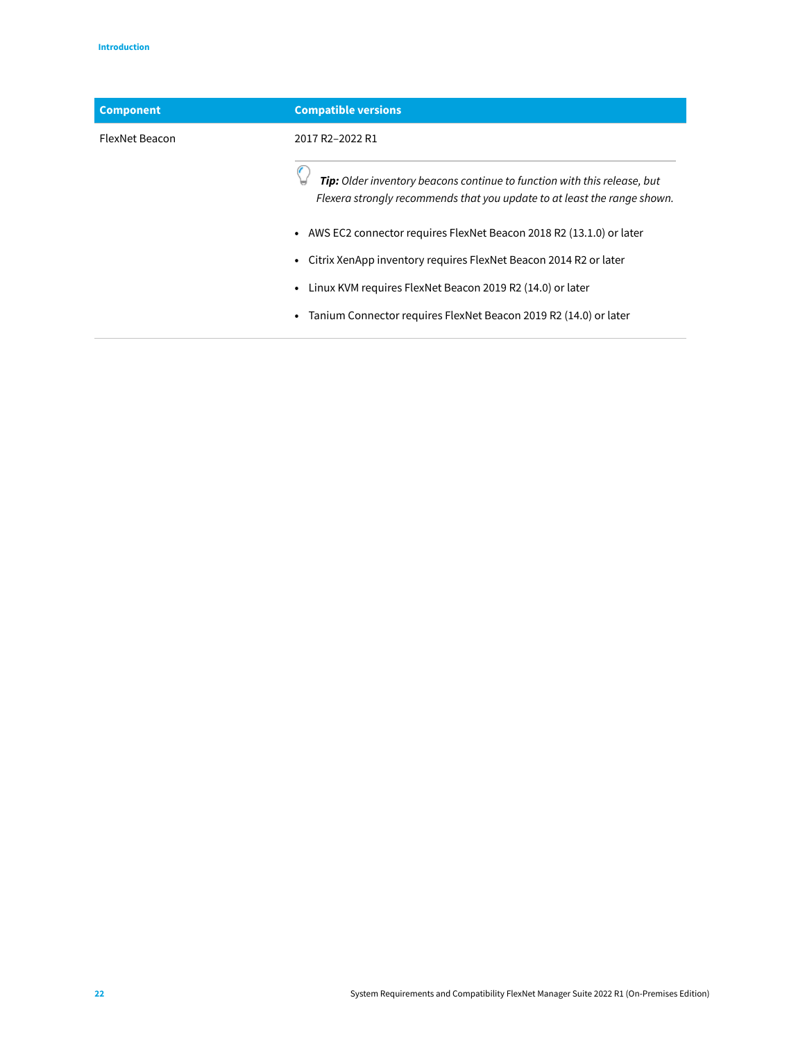| Component | Compatible versions |
| --- | --- |
| FlexNet Beacon | 2017 R2–2022 R1<br><br>***Tip:*** *Older inventory beacons continue to function with this release, but Flexera strongly recommends that you update to at least the range shown.*<br><br>• AWS EC2 connector requires FlexNet Beacon 2018 R2 (13.1.0) or later<br>• Citrix XenApp inventory requires FlexNet Beacon 2014 R2 or later<br>• Linux KVM requires FlexNet Beacon 2019 R2 (14.0) or later<br>• Tanium Connector requires FlexNet Beacon 2019 R2 (14.0) or later |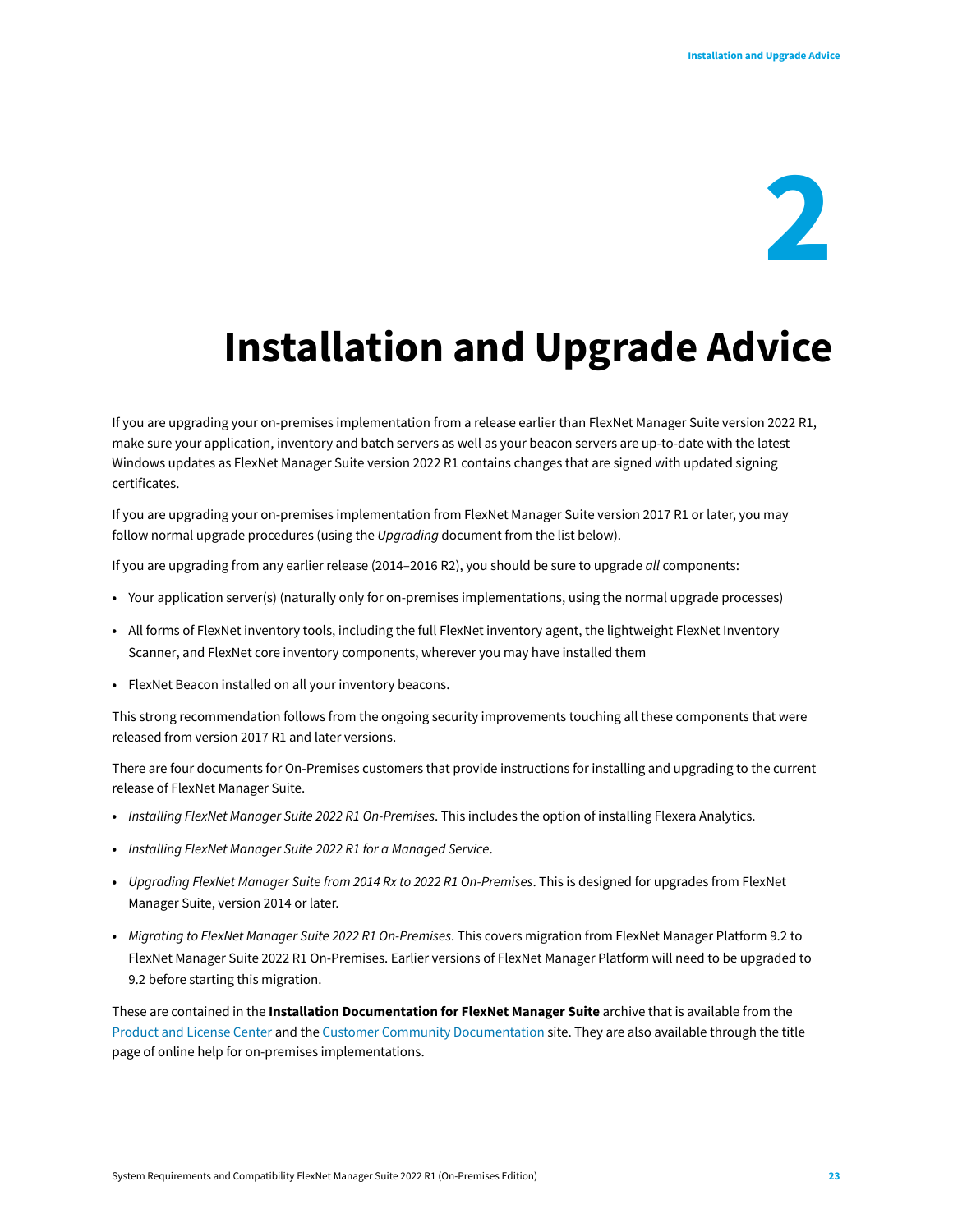# 2

# Installation and Upgrade Advice

If you are upgrading your on-premises implementation from a release earlier than FlexNet Manager Suite version 2022 R1, make sure your application, inventory and batch servers as well as your beacon servers are up-to-date with the latest Windows updates as FlexNet Manager Suite version 2022 R1 contains changes that are signed with updated signing certificates.

If you are upgrading your on-premises implementation from FlexNet Manager Suite version 2017 R1 or later, you may follow normal upgrade procedures (using the *Upgrading* document from the list below).

If you are upgrading from any earlier release (2014–2016 R2), you should be sure to upgrade *all* components:

- Your application server(s) (naturally only for on-premises implementations, using the normal upgrade processes)
- All forms of FlexNet inventory tools, including the full FlexNet inventory agent, the lightweight FlexNet Inventory Scanner, and FlexNet core inventory components, wherever you may have installed them
- FlexNet Beacon installed on all your inventory beacons.

This strong recommendation follows from the ongoing security improvements touching all these components that were released from version 2017 R1 and later versions.

There are four documents for On-Premises customers that provide instructions for installing and upgrading to the current release of FlexNet Manager Suite.

- *Installing FlexNet Manager Suite 2022 R1 On-Premises*. This includes the option of installing Flexera Analytics.
- *Installing FlexNet Manager Suite 2022 R1 for a Managed Service*.
- *Upgrading FlexNet Manager Suite from 2014 Rx to 2022 R1 On-Premises*. This is designed for upgrades from FlexNet Manager Suite, version 2014 or later.
- *Migrating to FlexNet Manager Suite 2022 R1 On-Premises*. This covers migration from FlexNet Manager Platform 9.2 to FlexNet Manager Suite 2022 R1 On-Premises. Earlier versions of FlexNet Manager Platform will need to be upgraded to 9.2 before starting this migration.

These are contained in the **Installation Documentation for FlexNet Manager Suite** archive that is available from the Product and License Center and the Customer Community Documentation site. They are also available through the title page of online help for on-premises implementations.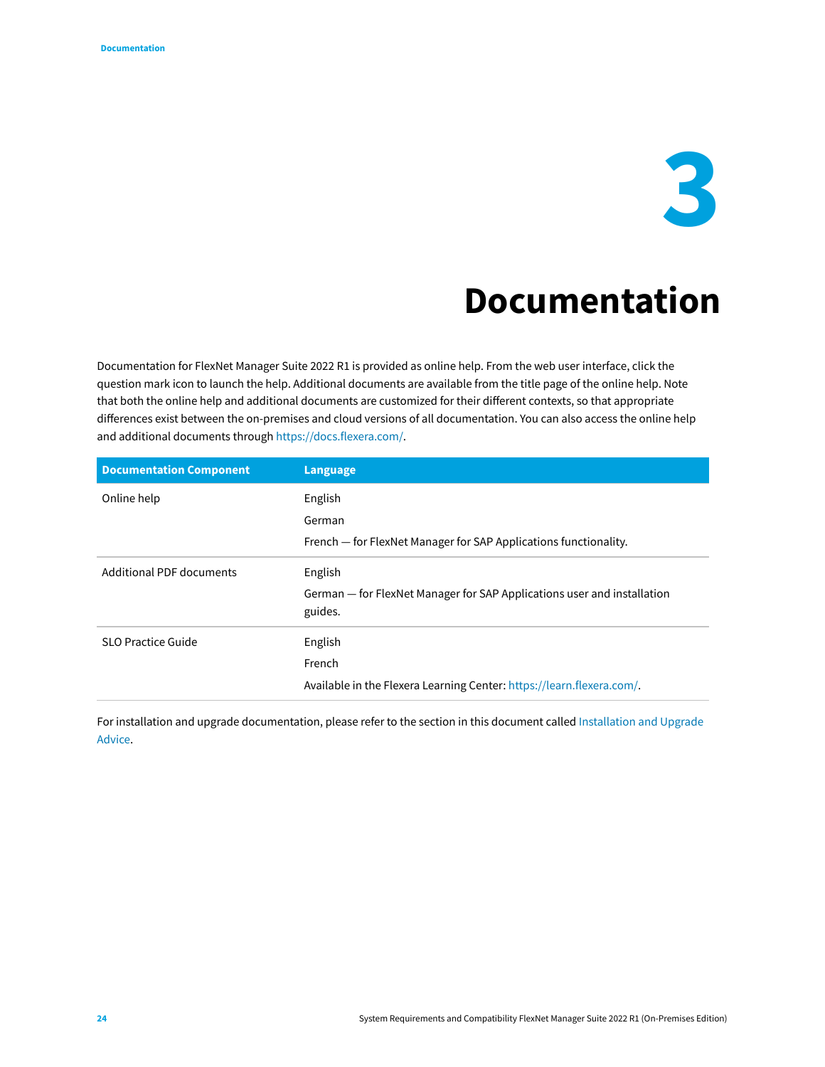# 3 Documentation

Documentation for FlexNet Manager Suite 2022 R1 is provided as online help. From the web user interface, click the question mark icon to launch the help. Additional documents are available from the title page of the online help. Note that both the online help and additional documents are customized for their different contexts, so that appropriate differences exist between the on-premises and cloud versions of all documentation. You can also access the online help and additional documents through https://docs.flexera.com/.

| Documentation Component | Language |
| --- | --- |
| Online help | English<br>German<br>French — for FlexNet Manager for SAP Applications functionality. |
| Additional PDF documents | English<br>German — for FlexNet Manager for SAP Applications user and installation guides. |
| SLO Practice Guide | English<br>French<br>Available in the Flexera Learning Center: https://learn.flexera.com/. |

For installation and upgrade documentation, please refer to the section in this document called Installation and Upgrade Advice.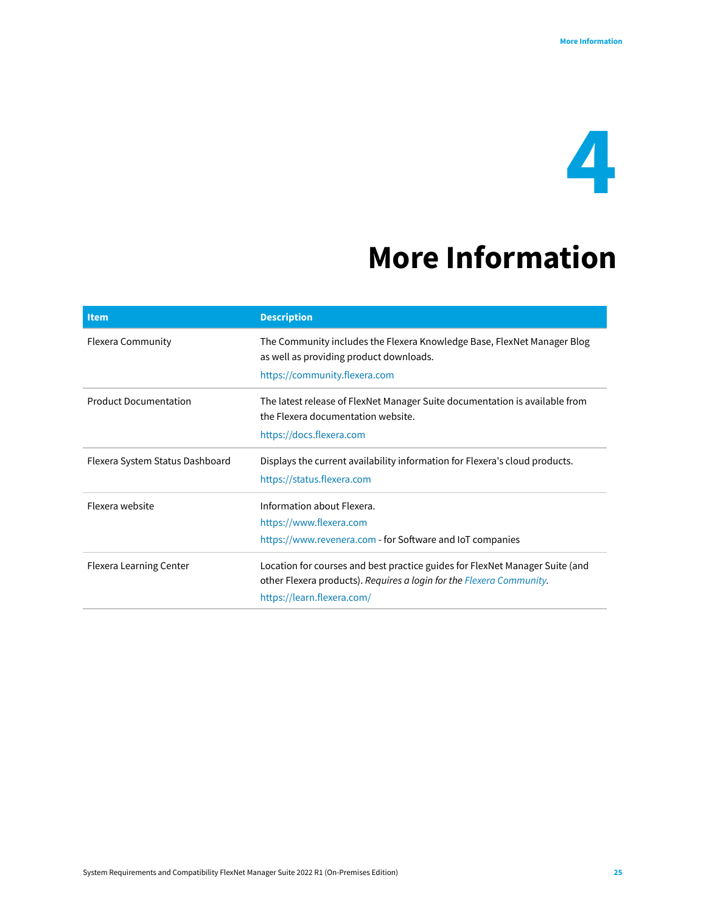# 4 More Information

| Item | Description |
| --- | --- |
| Flexera Community | The Community includes the Flexera Knowledge Base, FlexNet Manager Blog as well as providing product downloads.<br>https://community.flexera.com |
| Product Documentation | The latest release of FlexNet Manager Suite documentation is available from the Flexera documentation website.<br>https://docs.flexera.com |
| Flexera System Status Dashboard | Displays the current availability information for Flexera's cloud products.<br>https://status.flexera.com |
| Flexera website | Information about Flexera.<br>https://www.flexera.com<br>https://www.revenera.com - for Software and IoT companies |
| Flexera Learning Center | Location for courses and best practice guides for FlexNet Manager Suite (and other Flexera products). *Requires a login for the Flexera Community*.<br>https://learn.flexera.com/ |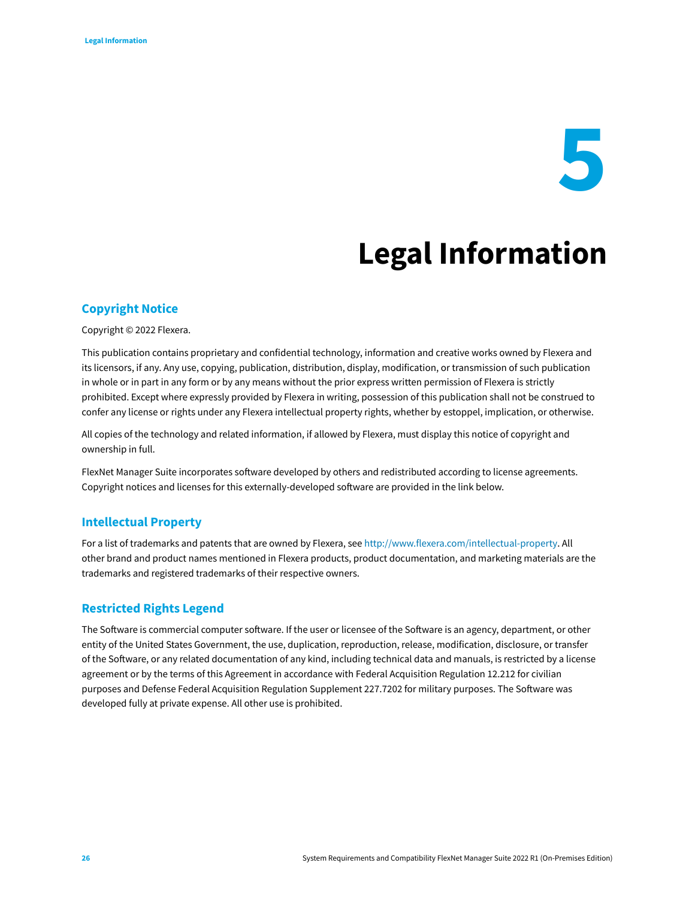# 5

# Legal Information

## Copyright Notice

Copyright © 2022 Flexera.

This publication contains proprietary and confidential technology, information and creative works owned by Flexera and its licensors, if any. Any use, copying, publication, distribution, display, modification, or transmission of such publication in whole or in part in any form or by any means without the prior express written permission of Flexera is strictly prohibited. Except where expressly provided by Flexera in writing, possession of this publication shall not be construed to confer any license or rights under any Flexera intellectual property rights, whether by estoppel, implication, or otherwise.

All copies of the technology and related information, if allowed by Flexera, must display this notice of copyright and ownership in full.

FlexNet Manager Suite incorporates software developed by others and redistributed according to license agreements. Copyright notices and licenses for this externally-developed software are provided in the link below.

## Intellectual Property

For a list of trademarks and patents that are owned by Flexera, see http://www.flexera.com/intellectual-property. All other brand and product names mentioned in Flexera products, product documentation, and marketing materials are the trademarks and registered trademarks of their respective owners.

## Restricted Rights Legend

The Software is commercial computer software. If the user or licensee of the Software is an agency, department, or other entity of the United States Government, the use, duplication, reproduction, release, modification, disclosure, or transfer of the Software, or any related documentation of any kind, including technical data and manuals, is restricted by a license agreement or by the terms of this Agreement in accordance with Federal Acquisition Regulation 12.212 for civilian purposes and Defense Federal Acquisition Regulation Supplement 227.7202 for military purposes. The Software was developed fully at private expense. All other use is prohibited.